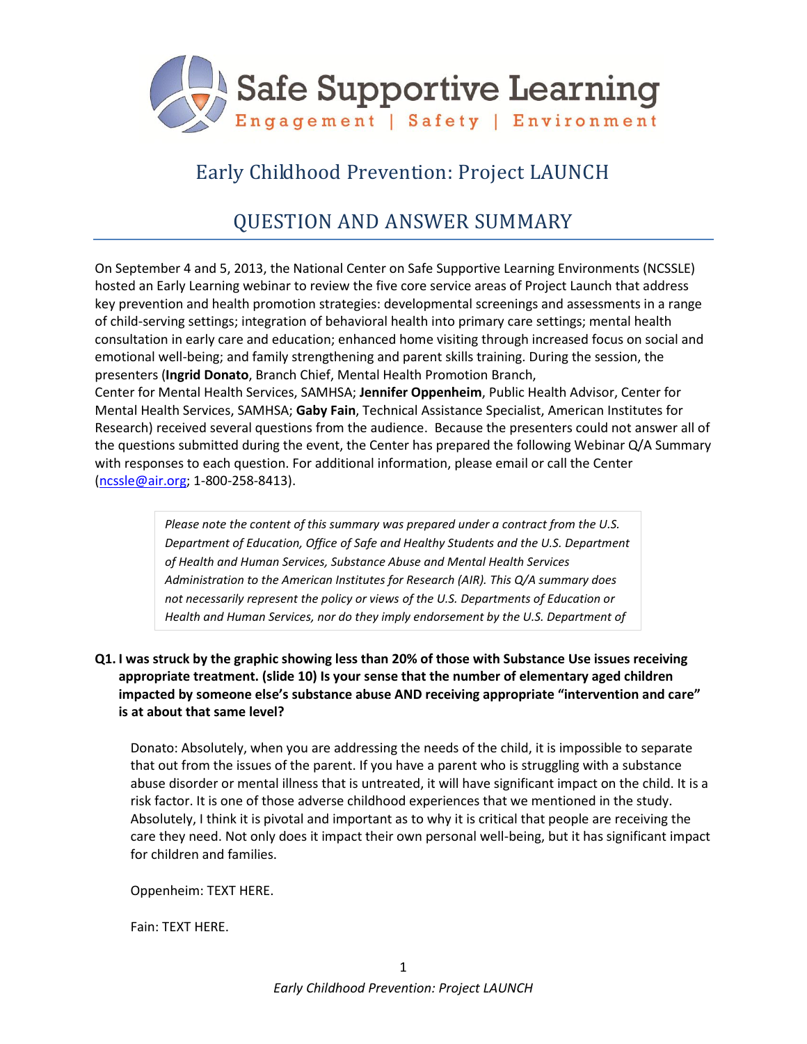# Safe Supportive Learning

Engagement | Safety | Environment

## Early Childhood Prevention: Project LAUNCH

## QUESTION AND ANSWER SUMMARY

On September 4 and 5, 2013, the National Center on Safe Supportive Learning Environments (NCSSLE) hosted an Early Learning webinar to review the five core service areas of Project Launch that address key prevention and health promotion strategies: developmental screenings and assessments in a range of child-serving settings; integration of behavioral health into primary care settings; mental health consultation in early care and education; enhanced home visiting through increased focus on social and emotional well-being; and family strengthening and parent skills training. During the session, the presenters (**Ingrid Donato**, Branch Chief, Mental Health Promotion Branch, Center for Mental Health Services, SAMHSA; **Jennifer Oppenheim**, Public Health Advisor, Center for Mental Health Services, SAMHSA; **Gaby Fain**, Technical Assistance Specialist, American Institutes for Research) received several questions from the audience. Because the presenters could not answer all of the questions submitted during the event, the Center has prepared the following Webinar Q/A Summary with responses to each question. For additional information, please email or call the Center (ncssle@air.org; 1-800-258-8413).

> *Please note the content of this summary was prepared under a contract from the U.S. Department of Education, Office of Safe and Healthy Students and the U.S. Department of Health and Human Services, Substance Abuse and Mental Health Services Administration to the American Institutes for Research (AIR). This Q/A summary does not necessarily represent the policy or views of the U.S. Departments of Education or Health and Human Services, nor do they imply endorsement by the U.S. Department of*

**Q1. I was struck by the graphic showing less than 20% of those with Substance Use issues receiving appropriate treatment. (slide 10) Is your sense that the number of elementary aged children impacted by someone else's substance abuse AND receiving appropriate "intervention and care" is at about that same level?**

Donato: Absolutely, when you are addressing the needs of the child, it is impossible to separate that out from the issues of the parent. If you have a parent who is struggling with a substance abuse disorder or mental illness that is untreated, it will have significant impact on the child. It is a risk factor. It is one of those adverse childhood experiences that we mentioned in the study. Absolutely, I think it is pivotal and important as to why it is critical that people are receiving the care they need. Not only does it impact their own personal well-being, but it has significant impact for children and families.

Oppenheim: TEXT HERE.

Fain: TEXT HERE.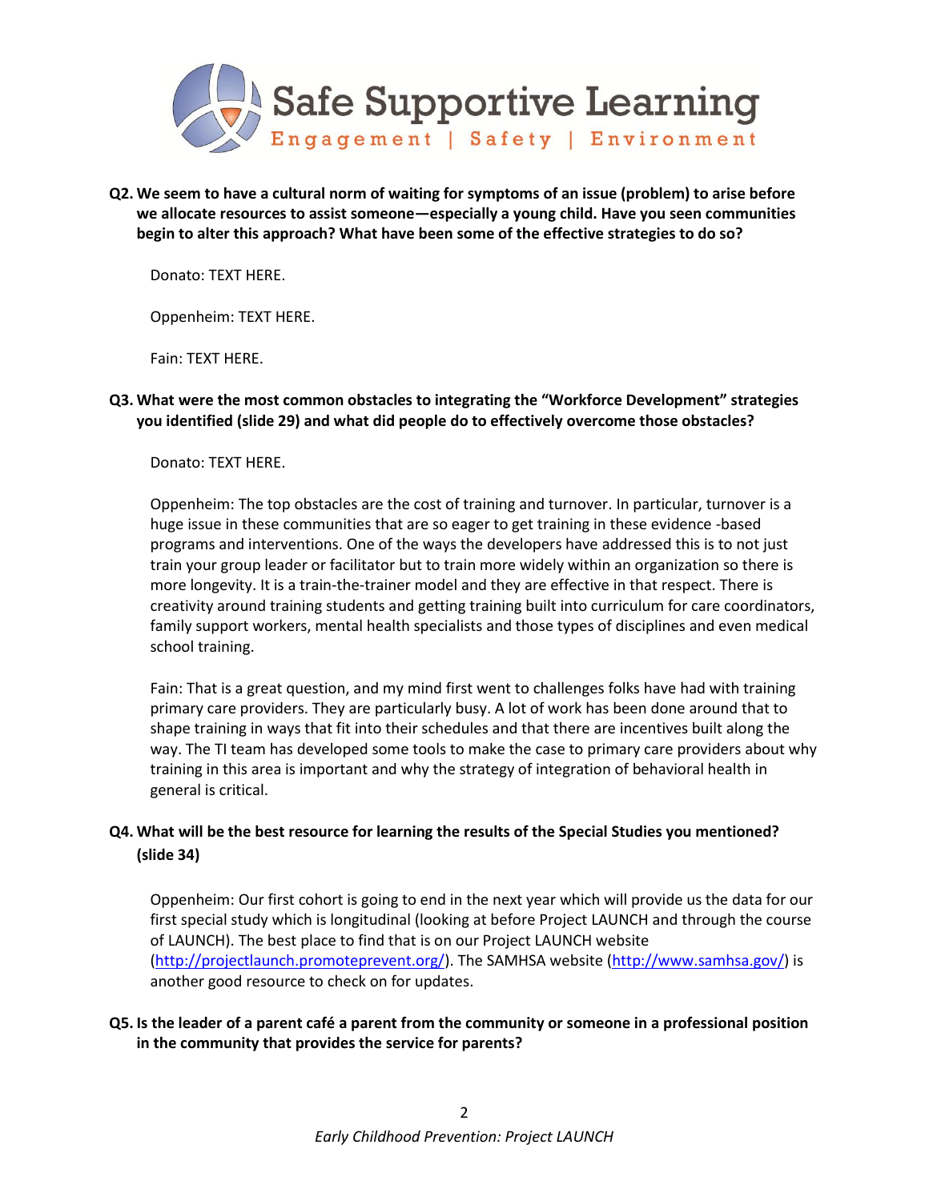**Q2. We seem to have a cultural norm of waiting for symptoms of an issue (problem) to arise before we allocate resources to assist someone—especially a young child. Have you seen communities begin to alter this approach? What have been some of the effective strategies to do so?**

Donato: TEXT HERE.

Oppenheim: TEXT HERE.

Fain: TEXT HERE.

**Q3. What were the most common obstacles to integrating the "Workforce Development" strategies you identified (slide 29) and what did people do to effectively overcome those obstacles?**

Donato: TEXT HERE.

Oppenheim: The top obstacles are the cost of training and turnover. In particular, turnover is a huge issue in these communities that are so eager to get training in these evidence -based programs and interventions. One of the ways the developers have addressed this is to not just train your group leader or facilitator but to train more widely within an organization so there is more longevity. It is a train-the-trainer model and they are effective in that respect. There is creativity around training students and getting training built into curriculum for care coordinators, family support workers, mental health specialists and those types of disciplines and even medical school training.

Fain: That is a great question, and my mind first went to challenges folks have had with training primary care providers. They are particularly busy. A lot of work has been done around that to shape training in ways that fit into their schedules and that there are incentives built along the way. The TI team has developed some tools to make the case to primary care providers about why training in this area is important and why the strategy of integration of behavioral health in general is critical.

**Q4. What will be the best resource for learning the results of the Special Studies you mentioned? (slide 34)**

Oppenheim: Our first cohort is going to end in the next year which will provide us the data for our first special study which is longitudinal (looking at before Project LAUNCH and through the course of LAUNCH). The best place to find that is on our Project LAUNCH website (http://projectlaunch.promoteprevent.org/). The SAMHSA website (http://www.samhsa.gov/) is another good resource to check on for updates.

**Q5. Is the leader of a parent café a parent from the community or someone in a professional position in the community that provides the service for parents?**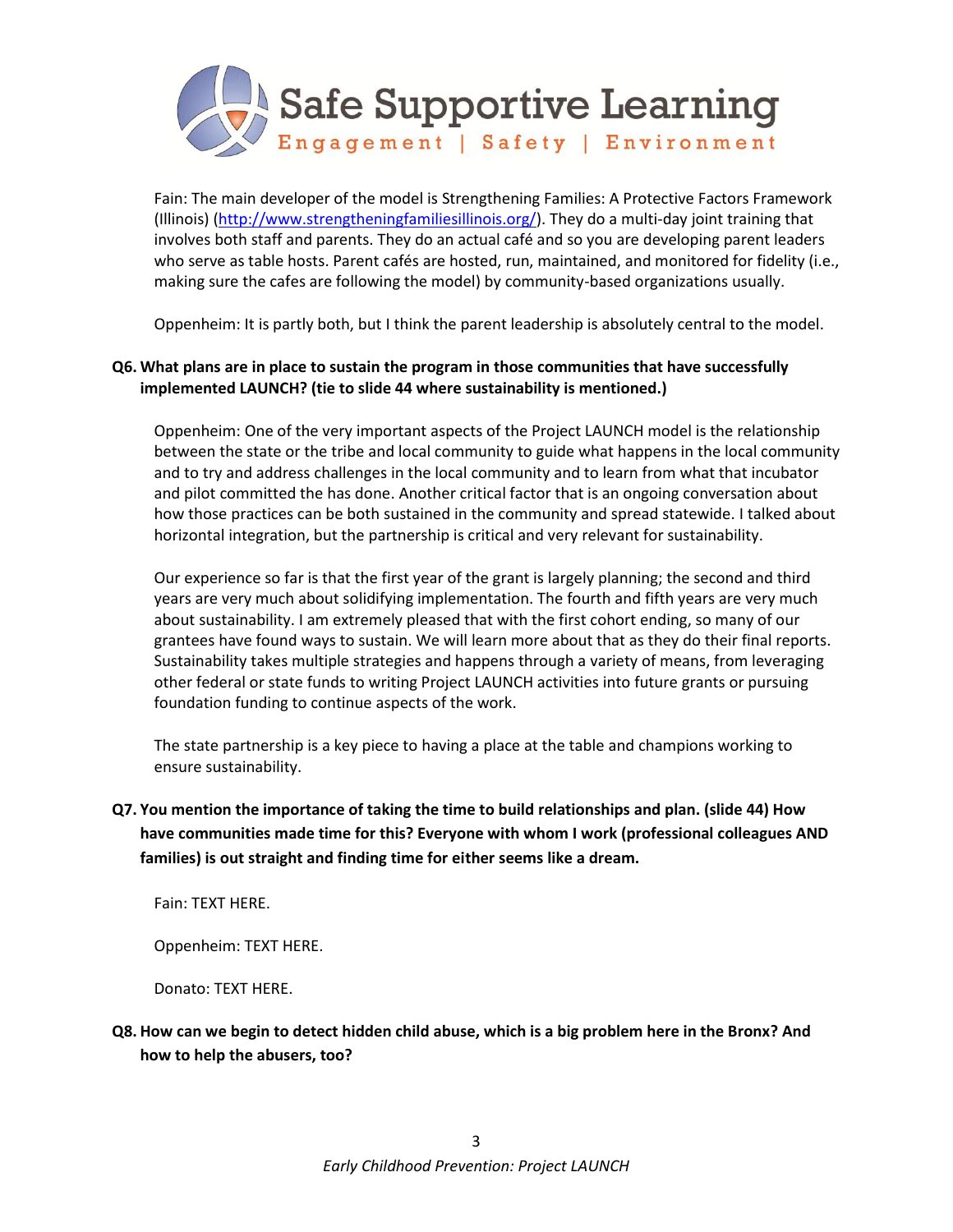Fain: The main developer of the model is Strengthening Families: A Protective Factors Framework (Illinois) (http://www.strengtheningfamiliesillinois.org/). They do a multi-day joint training that involves both staff and parents. They do an actual café and so you are developing parent leaders who serve as table hosts. Parent cafés are hosted, run, maintained, and monitored for fidelity (i.e., making sure the cafes are following the model) by community-based organizations usually.

Oppenheim: It is partly both, but I think the parent leadership is absolutely central to the model.

**Q6. What plans are in place to sustain the program in those communities that have successfully implemented LAUNCH? (tie to slide 44 where sustainability is mentioned.)**

Oppenheim: One of the very important aspects of the Project LAUNCH model is the relationship between the state or the tribe and local community to guide what happens in the local community and to try and address challenges in the local community and to learn from what that incubator and pilot committed the has done. Another critical factor that is an ongoing conversation about how those practices can be both sustained in the community and spread statewide. I talked about horizontal integration, but the partnership is critical and very relevant for sustainability.

Our experience so far is that the first year of the grant is largely planning; the second and third years are very much about solidifying implementation. The fourth and fifth years are very much about sustainability. I am extremely pleased that with the first cohort ending, so many of our grantees have found ways to sustain. We will learn more about that as they do their final reports. Sustainability takes multiple strategies and happens through a variety of means, from leveraging other federal or state funds to writing Project LAUNCH activities into future grants or pursuing foundation funding to continue aspects of the work.

The state partnership is a key piece to having a place at the table and champions working to ensure sustainability.

**Q7. You mention the importance of taking the time to build relationships and plan. (slide 44) How have communities made time for this? Everyone with whom I work (professional colleagues AND families) is out straight and finding time for either seems like a dream.**

Fain: TEXT HERE.

Oppenheim: TEXT HERE.

Donato: TEXT HERE.

**Q8. How can we begin to detect hidden child abuse, which is a big problem here in the Bronx? And how to help the abusers, too?**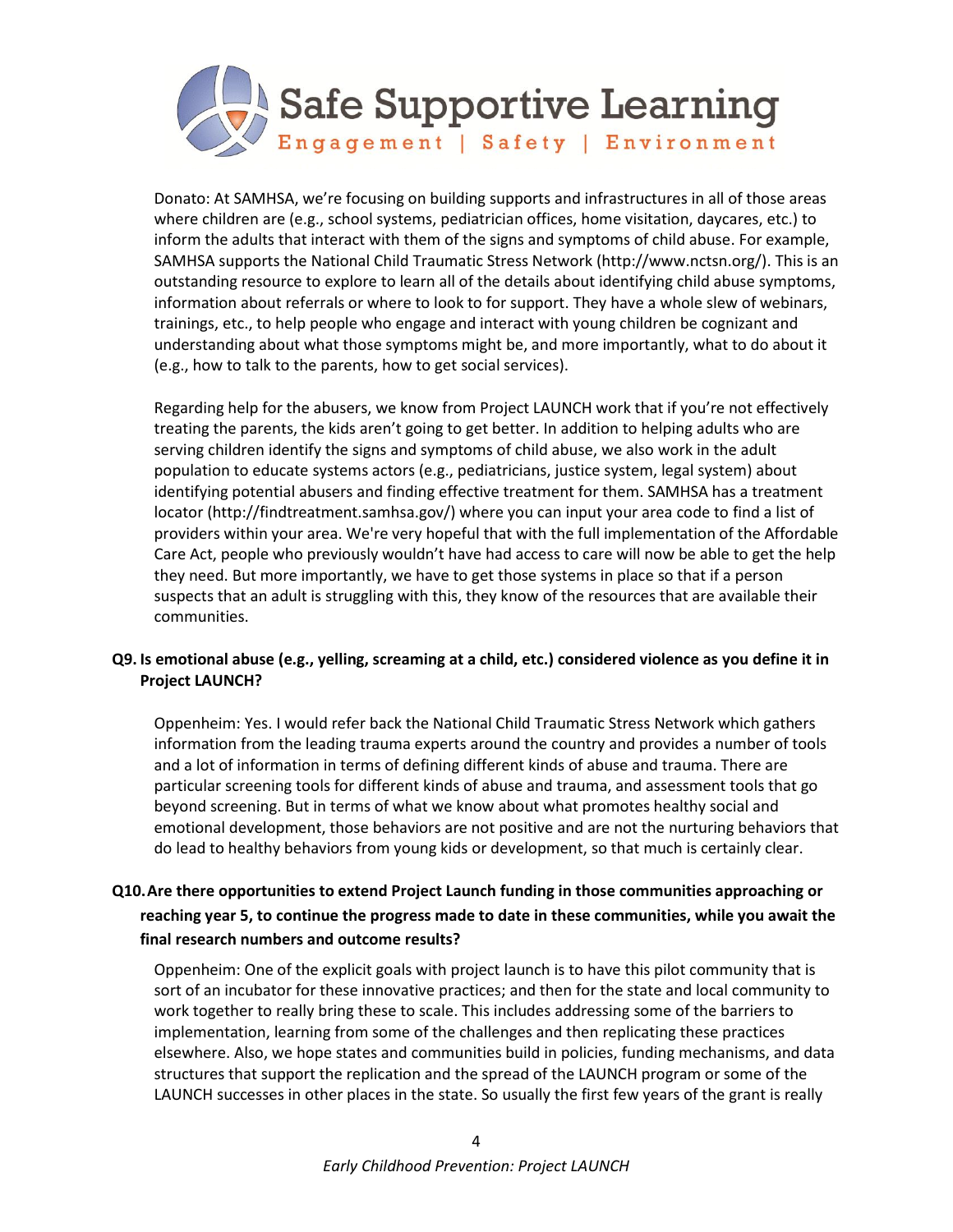Donato: At SAMHSA, we're focusing on building supports and infrastructures in all of those areas where children are (e.g., school systems, pediatrician offices, home visitation, daycares, etc.) to inform the adults that interact with them of the signs and symptoms of child abuse. For example, SAMHSA supports the National Child Traumatic Stress Network (http://www.nctsn.org/). This is an outstanding resource to explore to learn all of the details about identifying child abuse symptoms, information about referrals or where to look to for support. They have a whole slew of webinars, trainings, etc., to help people who engage and interact with young children be cognizant and understanding about what those symptoms might be, and more importantly, what to do about it (e.g., how to talk to the parents, how to get social services).

Regarding help for the abusers, we know from Project LAUNCH work that if you're not effectively treating the parents, the kids aren't going to get better. In addition to helping adults who are serving children identify the signs and symptoms of child abuse, we also work in the adult population to educate systems actors (e.g., pediatricians, justice system, legal system) about identifying potential abusers and finding effective treatment for them. SAMHSA has a treatment locator (http://findtreatment.samhsa.gov/) where you can input your area code to find a list of providers within your area. We're very hopeful that with the full implementation of the Affordable Care Act, people who previously wouldn't have had access to care will now be able to get the help they need. But more importantly, we have to get those systems in place so that if a person suspects that an adult is struggling with this, they know of the resources that are available their communities.

**Q9. Is emotional abuse (e.g., yelling, screaming at a child, etc.) considered violence as you define it in Project LAUNCH?**

Oppenheim: Yes. I would refer back the National Child Traumatic Stress Network which gathers information from the leading trauma experts around the country and provides a number of tools and a lot of information in terms of defining different kinds of abuse and trauma. There are particular screening tools for different kinds of abuse and trauma, and assessment tools that go beyond screening. But in terms of what we know about what promotes healthy social and emotional development, those behaviors are not positive and are not the nurturing behaviors that do lead to healthy behaviors from young kids or development, so that much is certainly clear.

**Q10. Are there opportunities to extend Project Launch funding in those communities approaching or reaching year 5, to continue the progress made to date in these communities, while you await the final research numbers and outcome results?**

Oppenheim: One of the explicit goals with project launch is to have this pilot community that is sort of an incubator for these innovative practices; and then for the state and local community to work together to really bring these to scale. This includes addressing some of the barriers to implementation, learning from some of the challenges and then replicating these practices elsewhere. Also, we hope states and communities build in policies, funding mechanisms, and data structures that support the replication and the spread of the LAUNCH program or some of the LAUNCH successes in other places in the state. So usually the first few years of the grant is really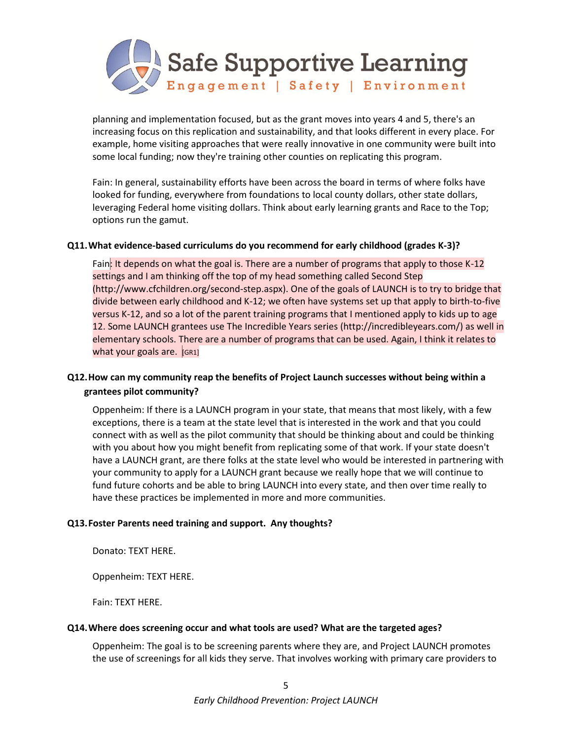planning and implementation focused, but as the grant moves into years 4 and 5, there's an increasing focus on this replication and sustainability, and that looks different in every place. For example, home visiting approaches that were really innovative in one community were built into some local funding; now they're training other counties on replicating this program.

Fain: In general, sustainability efforts have been across the board in terms of where folks have looked for funding, everywhere from foundations to local county dollars, other state dollars, leveraging Federal home visiting dollars. Think about early learning grants and Race to the Top; options run the gamut.

**Q11. What evidence-based curriculums do you recommend for early childhood (grades K-3)?**

Fain: It depends on what the goal is. There are a number of programs that apply to those K-12 settings and I am thinking off the top of my head something called Second Step (http://www.cfchildren.org/second-step.aspx). One of the goals of LAUNCH is to try to bridge that divide between early childhood and K-12; we often have systems set up that apply to birth-to-five versus K-12, and so a lot of the parent training programs that I mentioned apply to kids up to age 12. Some LAUNCH grantees use The Incredible Years series (http://incredibleyears.com/) as well in elementary schools. There are a number of programs that can be used. Again, I think it relates to what your goals are. [GR1]

**Q12. How can my community reap the benefits of Project Launch successes without being within a grantees pilot community?**

Oppenheim: If there is a LAUNCH program in your state, that means that most likely, with a few exceptions, there is a team at the state level that is interested in the work and that you could connect with as well as the pilot community that should be thinking about and could be thinking with you about how you might benefit from replicating some of that work. If your state doesn't have a LAUNCH grant, are there folks at the state level who would be interested in partnering with your community to apply for a LAUNCH grant because we really hope that we will continue to fund future cohorts and be able to bring LAUNCH into every state, and then over time really to have these practices be implemented in more and more communities.

**Q13. Foster Parents need training and support. Any thoughts?**

Donato: TEXT HERE.

Oppenheim: TEXT HERE.

Fain: TEXT HERE.

**Q14. Where does screening occur and what tools are used? What are the targeted ages?**

Oppenheim: The goal is to be screening parents where they are, and Project LAUNCH promotes the use of screenings for all kids they serve. That involves working with primary care providers to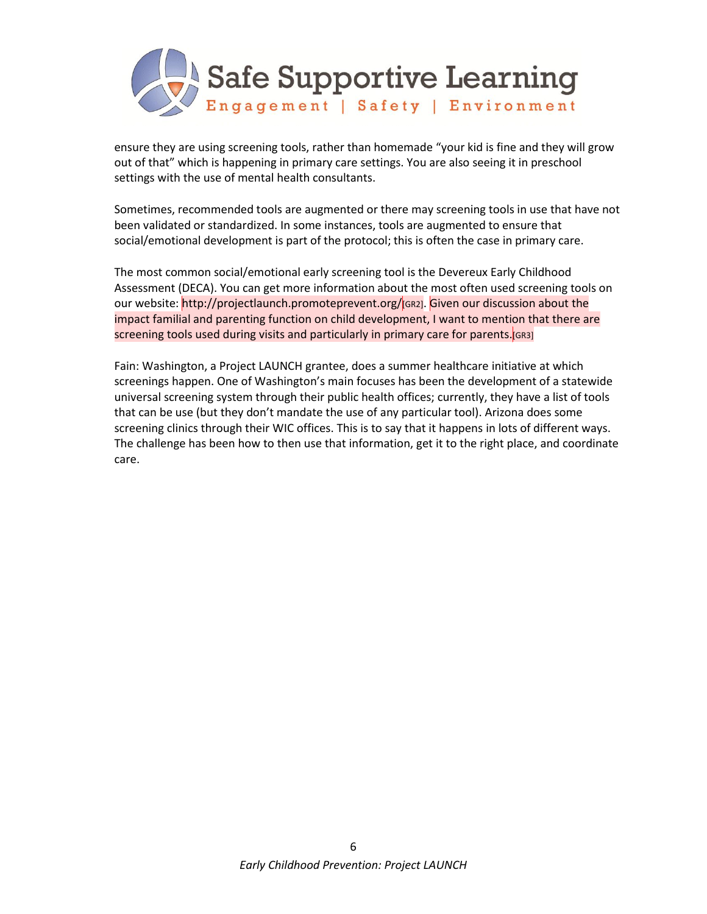ensure they are using screening tools, rather than homemade "your kid is fine and they will grow out of that" which is happening in primary care settings. You are also seeing it in preschool settings with the use of mental health consultants.

Sometimes, recommended tools are augmented or there may screening tools in use that have not been validated or standardized. In some instances, tools are augmented to ensure that social/emotional development is part of the protocol; this is often the case in primary care.

The most common social/emotional early screening tool is the Devereux Early Childhood Assessment (DECA). You can get more information about the most often used screening tools on our website: http://projectlaunch.promoteprevent.org/[GR2]. Given our discussion about the impact familial and parenting function on child development, I want to mention that there are screening tools used during visits and particularly in primary care for parents.[GR3]

Fain: Washington, a Project LAUNCH grantee, does a summer healthcare initiative at which screenings happen. One of Washington's main focuses has been the development of a statewide universal screening system through their public health offices; currently, they have a list of tools that can be use (but they don't mandate the use of any particular tool). Arizona does some screening clinics through their WIC offices. This is to say that it happens in lots of different ways. The challenge has been how to then use that information, get it to the right place, and coordinate care.